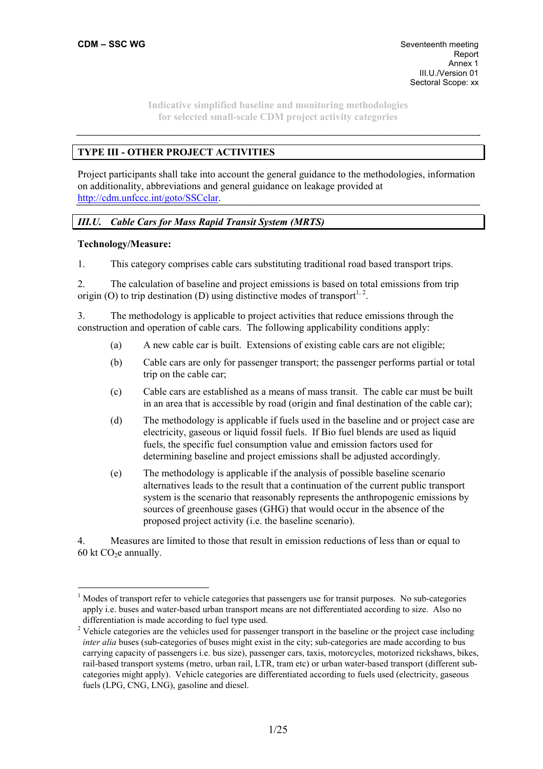CDM – SSC WG

Seventeenth meeting
Report
Annex 1
III.U./Version 01
Sectoral Scope: xx

Indicative simplified baseline and monitoring methodologies for selected small-scale CDM project activity categories

## TYPE III - OTHER PROJECT ACTIVITIES

Project participants shall take into account the general guidance to the methodologies, information on additionality, abbreviations and general guidance on leakage provided at http://cdm.unfccc.int/goto/SSCclar.

### *III.U. Cable Cars for Mass Rapid Transit System (MRTS)*

**Technology/Measure:**

1. This category comprises cable cars substituting traditional road based transport trips.

2. The calculation of baseline and project emissions is based on total emissions from trip origin (O) to trip destination (D) using distinctive modes of transport[1, 2].

3. The methodology is applicable to project activities that reduce emissions through the construction and operation of cable cars. The following applicability conditions apply:

   (a) A new cable car is built. Extensions of existing cable cars are not eligible;

   (b) Cable cars are only for passenger transport; the passenger performs partial or total trip on the cable car;

   (c) Cable cars are established as a means of mass transit. The cable car must be built in an area that is accessible by road (origin and final destination of the cable car);

   (d) The methodology is applicable if fuels used in the baseline and or project case are electricity, gaseous or liquid fossil fuels. If Bio fuel blends are used as liquid fuels, the specific fuel consumption value and emission factors used for determining baseline and project emissions shall be adjusted accordingly.

   (e) The methodology is applicable if the analysis of possible baseline scenario alternatives leads to the result that a continuation of the current public transport system is the scenario that reasonably represents the anthropogenic emissions by sources of greenhouse gases (GHG) that would occur in the absence of the proposed project activity (i.e. the baseline scenario).

4. Measures are limited to those that result in emission reductions of less than or equal to 60 kt $CO_2$e annually.

---

[1] Modes of transport refer to vehicle categories that passengers use for transit purposes. No sub-categories apply i.e. buses and water-based urban transport means are not differentiated according to size. Also no differentiation is made according to fuel type used.

[2] Vehicle categories are the vehicles used for passenger transport in the baseline or the project case including *inter alia* buses (sub-categories of buses might exist in the city; sub-categories are made according to bus carrying capacity of passengers i.e. bus size), passenger cars, taxis, motorcycles, motorized rickshaws, bikes, rail-based transport systems (metro, urban rail, LTR, tram etc) or urban water-based transport (different sub-categories might apply). Vehicle categories are differentiated according to fuels used (electricity, gaseous fuels (LPG, CNG, LNG), gasoline and diesel.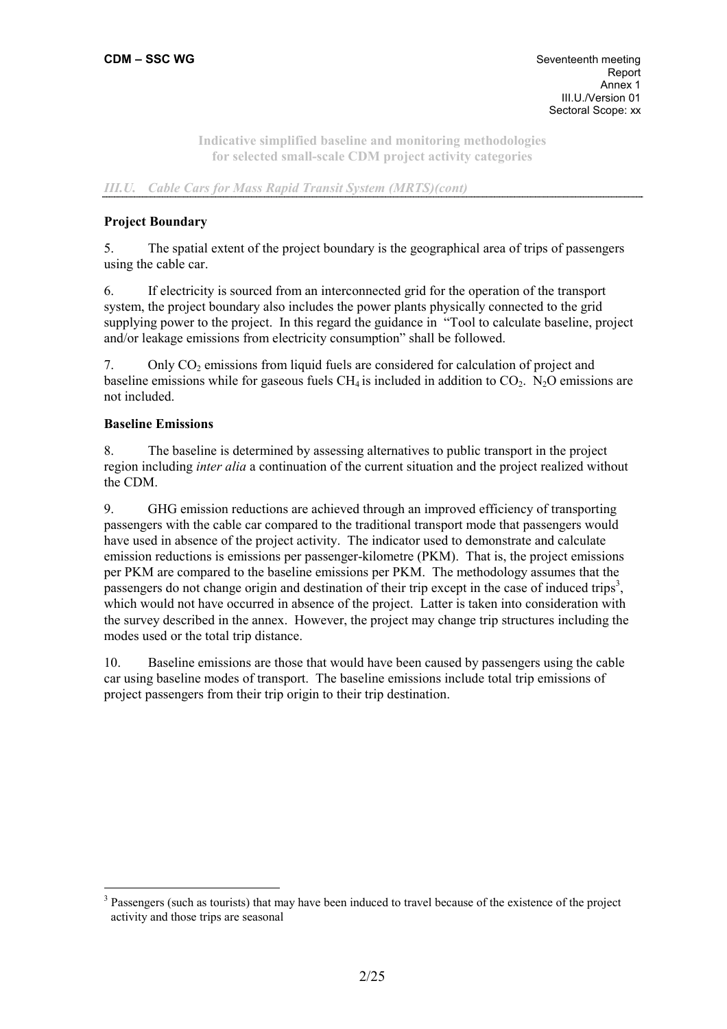## Project Boundary

5. The spatial extent of the project boundary is the geographical area of trips of passengers using the cable car.

6. If electricity is sourced from an interconnected grid for the operation of the transport system, the project boundary also includes the power plants physically connected to the grid supplying power to the project. In this regard the guidance in "Tool to calculate baseline, project and/or leakage emissions from electricity consumption" shall be followed.

7. Only $CO_2$ emissions from liquid fuels are considered for calculation of project and baseline emissions while for gaseous fuels $CH_4$ is included in addition to $CO_2$. $N_2O$ emissions are not included.

## Baseline Emissions

8. The baseline is determined by assessing alternatives to public transport in the project region including *inter alia* a continuation of the current situation and the project realized without the CDM.

9. GHG emission reductions are achieved through an improved efficiency of transporting passengers with the cable car compared to the traditional transport mode that passengers would have used in absence of the project activity. The indicator used to demonstrate and calculate emission reductions is emissions per passenger-kilometre (PKM). That is, the project emissions per PKM are compared to the baseline emissions per PKM. The methodology assumes that the passengers do not change origin and destination of their trip except in the case of induced trips[3], which would not have occurred in absence of the project. Latter is taken into consideration with the survey described in the annex. However, the project may change trip structures including the modes used or the total trip distance.

10. Baseline emissions are those that would have been caused by passengers using the cable car using baseline modes of transport. The baseline emissions include total trip emissions of project passengers from their trip origin to their trip destination.

[3] Passengers (such as tourists) that may have been induced to travel because of the existence of the project activity and those trips are seasonal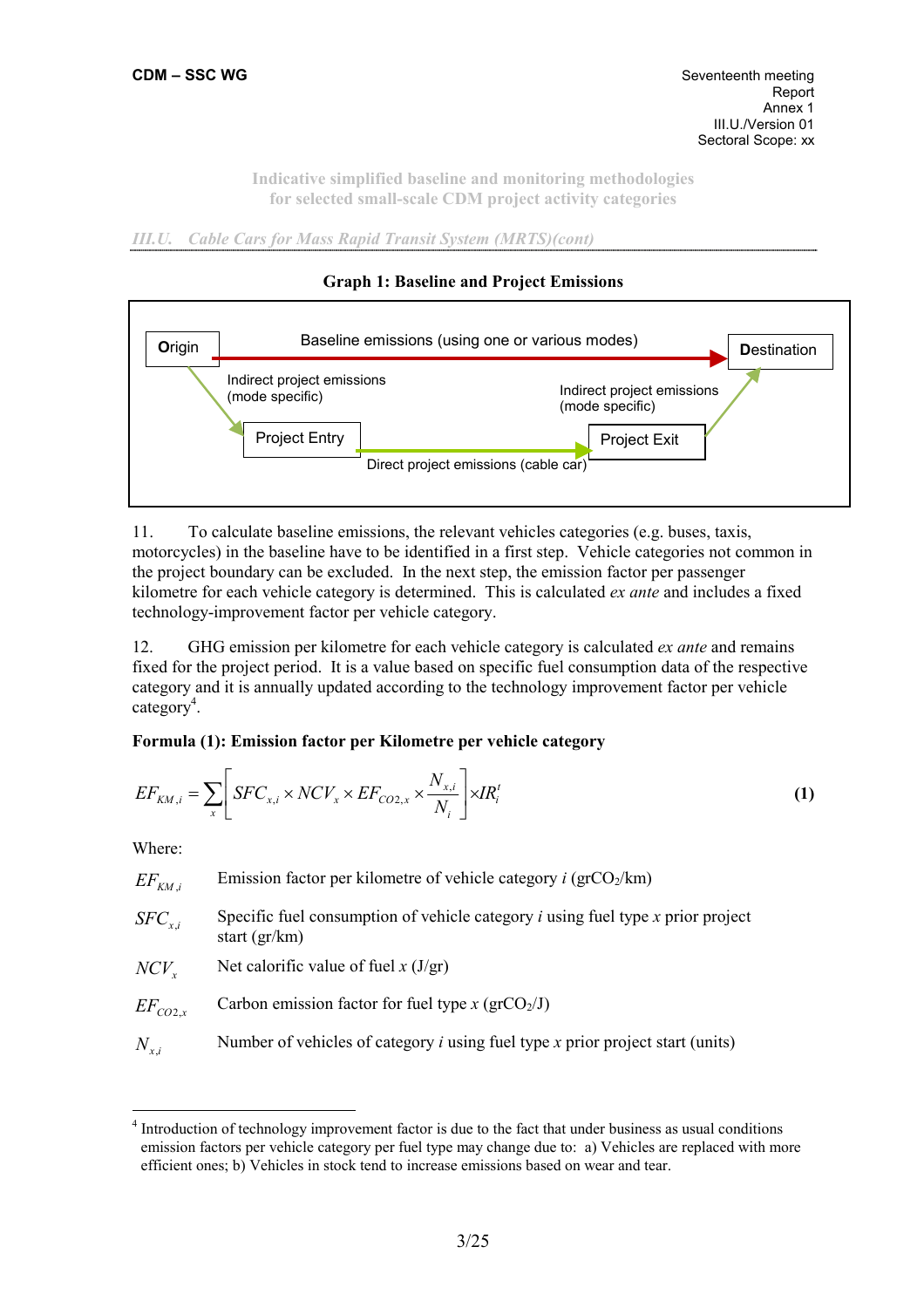**Graph 1: Baseline and Project Emissions**

Origin — Baseline emissions (using one or various modes) → Destination

Indirect project emissions (mode specific)

Project Entry — Direct project emissions (cable car) → Project Exit

Indirect project emissions (mode specific)

11. To calculate baseline emissions, the relevant vehicles categories (e.g. buses, taxis, motorcycles) in the baseline have to be identified in a first step. Vehicle categories not common in the project boundary can be excluded. In the next step, the emission factor per passenger kilometre for each vehicle category is determined. This is calculated *ex ante* and includes a fixed technology-improvement factor per vehicle category.

12. GHG emission per kilometre for each vehicle category is calculated *ex ante* and remains fixed for the project period. It is a value based on specific fuel consumption data of the respective category and it is annually updated according to the technology improvement factor per vehicle category[4].

**Formula (1): Emission factor per Kilometre per vehicle category**

$$EF_{KM,i} = \sum_x \left[ SFC_{x,i} \times NCV_x \times EF_{CO2,x} \times \frac{N_{x,i}}{N_i} \right] \times IR_i^t \quad (1)$$

Where:

| | |
|---|---|
| $EF_{KM,i}$ | Emission factor per kilometre of vehicle category *i* ($grCO_2/km$) |
| $SFC_{x,i}$ | Specific fuel consumption of vehicle category *i* using fuel type *x* prior project start (gr/km) |
| $NCV_x$ | Net calorific value of fuel *x* (J/gr) |
| $EF_{CO2,x}$ | Carbon emission factor for fuel type *x* ($grCO_2/J$) |
| $N_{x,i}$ | Number of vehicles of category *i* using fuel type *x* prior project start (units) |

---

[4] Introduction of technology improvement factor is due to the fact that under business as usual conditions emission factors per vehicle category per fuel type may change due to: a) Vehicles are replaced with more efficient ones; b) Vehicles in stock tend to increase emissions based on wear and tear.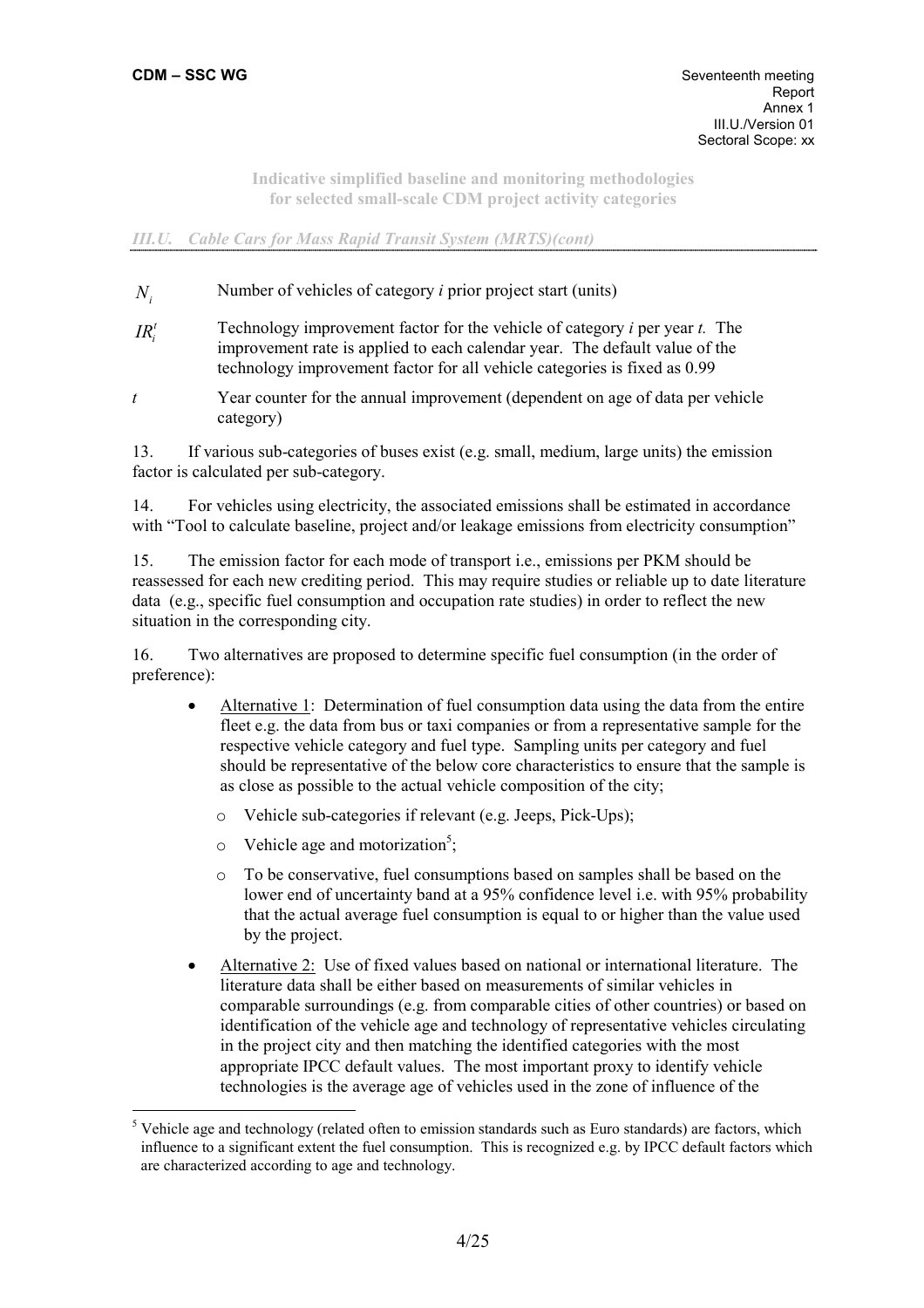**Indicative simplified baseline and monitoring methodologies for selected small-scale CDM project activity categories**

*III.U. Cable Cars for Mass Rapid Transit System (MRTS)(cont)*

| | |
|---|---|
| $N_i$ | Number of vehicles of category *i* prior project start (units) |
| $IR_i^t$ | Technology improvement factor for the vehicle of category *i* per year *t*. The improvement rate is applied to each calendar year. The default value of the technology improvement factor for all vehicle categories is fixed as 0.99 |
| $t$ | Year counter for the annual improvement (dependent on age of data per vehicle category) |

13. If various sub-categories of buses exist (e.g. small, medium, large units) the emission factor is calculated per sub-category.

14. For vehicles using electricity, the associated emissions shall be estimated in accordance with "Tool to calculate baseline, project and/or leakage emissions from electricity consumption"

15. The emission factor for each mode of transport i.e., emissions per PKM should be reassessed for each new crediting period. This may require studies or reliable up to date literature data (e.g., specific fuel consumption and occupation rate studies) in order to reflect the new situation in the corresponding city.

16. Two alternatives are proposed to determine specific fuel consumption (in the order of preference):

- Alternative 1: Determination of fuel consumption data using the data from the entire fleet e.g. the data from bus or taxi companies or from a representative sample for the respective vehicle category and fuel type. Sampling units per category and fuel should be representative of the below core characteristics to ensure that the sample is as close as possible to the actual vehicle composition of the city;
  - Vehicle sub-categories if relevant (e.g. Jeeps, Pick-Ups);
  - Vehicle age and motorization[5];
  - To be conservative, fuel consumptions based on samples shall be based on the lower end of uncertainty band at a 95% confidence level i.e. with 95% probability that the actual average fuel consumption is equal to or higher than the value used by the project.
- Alternative 2: Use of fixed values based on national or international literature. The literature data shall be either based on measurements of similar vehicles in comparable surroundings (e.g. from comparable cities of other countries) or based on identification of the vehicle age and technology of representative vehicles circulating in the project city and then matching the identified categories with the most appropriate IPCC default values. The most important proxy to identify vehicle technologies is the average age of vehicles used in the zone of influence of the

---

[5] Vehicle age and technology (related often to emission standards such as Euro standards) are factors, which influence to a significant extent the fuel consumption. This is recognized e.g. by IPCC default factors which are characterized according to age and technology.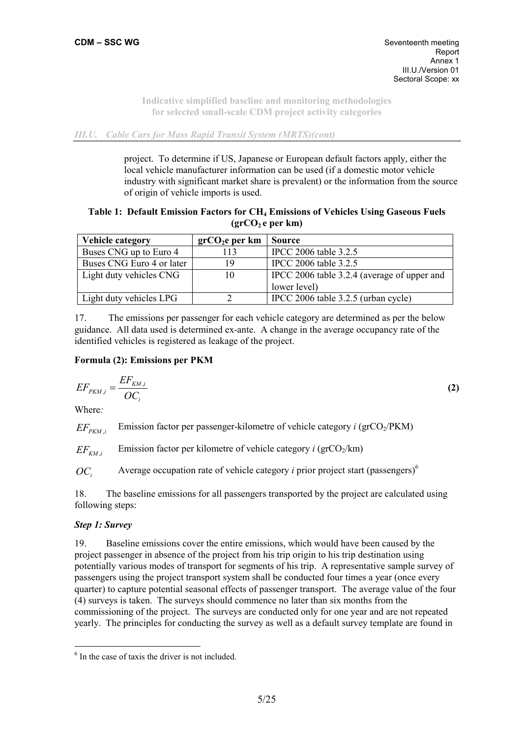project. To determine if US, Japanese or European default factors apply, either the local vehicle manufacturer information can be used (if a domestic motor vehicle industry with significant market share is prevalent) or the information from the source of origin of vehicle imports is used.

**Table 1: Default Emission Factors for $CH_4$ Emissions of Vehicles Using Gaseous Fuels ($grCO_2$ e per km)**

| Vehicle category | $grCO_2e$ per km | Source |
|---|---|---|
| Buses CNG up to Euro 4 | 113 | IPCC 2006 table 3.2.5 |
| Buses CNG Euro 4 or later | 19 | IPCC 2006 table 3.2.5 |
| Light duty vehicles CNG | 10 | IPCC 2006 table 3.2.4 (average of upper and lower level) |
| Light duty vehicles LPG | 2 | IPCC 2006 table 3.2.5 (urban cycle) |

17. The emissions per passenger for each vehicle category are determined as per the below guidance. All data used is determined ex-ante. A change in the average occupancy rate of the identified vehicles is registered as leakage of the project.

**Formula (2): Emissions per PKM**

$$EF_{PKM,i} = \frac{EF_{KM,i}}{OC_i} \quad \textbf{(2)}$$

Where*:*

$EF_{PKM,i}$ Emission factor per passenger-kilometre of vehicle category *i* ($grCO_2$/PKM)

$EF_{KM,i}$ Emission factor per kilometre of vehicle category *i* ($grCO_2$/km)

$OC_i$ Average occupation rate of vehicle category *i* prior project start (passengers)[6]

18. The baseline emissions for all passengers transported by the project are calculated using following steps:

***Step 1: Survey***

19. Baseline emissions cover the entire emissions, which would have been caused by the project passenger in absence of the project from his trip origin to his trip destination using potentially various modes of transport for segments of his trip. A representative sample survey of passengers using the project transport system shall be conducted four times a year (once every quarter) to capture potential seasonal effects of passenger transport. The average value of the four (4) surveys is taken. The surveys should commence no later than six months from the commissioning of the project. The surveys are conducted only for one year and are not repeated yearly. The principles for conducting the survey as well as a default survey template are found in

[6] In the case of taxis the driver is not included.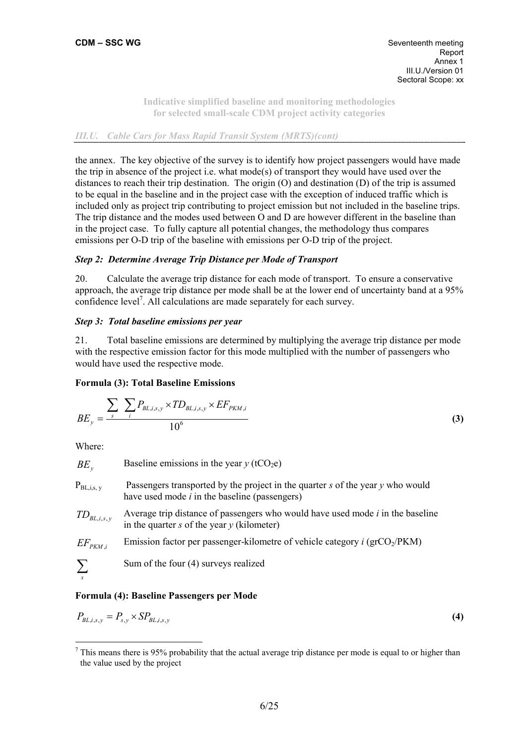the annex. The key objective of the survey is to identify how project passengers would have made the trip in absence of the project i.e. what mode(s) of transport they would have used over the distances to reach their trip destination. The origin (O) and destination (D) of the trip is assumed to be equal in the baseline and in the project case with the exception of induced traffic which is included only as project trip contributing to project emission but not included in the baseline trips. The trip distance and the modes used between O and D are however different in the baseline than in the project case. To fully capture all potential changes, the methodology thus compares emissions per O-D trip of the baseline with emissions per O-D trip of the project.

### *Step 2: Determine Average Trip Distance per Mode of Transport*

20. Calculate the average trip distance for each mode of transport. To ensure a conservative approach, the average trip distance per mode shall be at the lower end of uncertainty band at a 95% confidence level[7]. All calculations are made separately for each survey.

### *Step 3: Total baseline emissions per year*

21. Total baseline emissions are determined by multiplying the average trip distance per mode with the respective emission factor for this mode multiplied with the number of passengers who would have used the respective mode.

**Formula (3): Total Baseline Emissions**

$$BE_y = \frac{\sum_s \sum_i P_{BL,i,s,y} \times TD_{BL,i,s,y} \times EF_{PKM,i}}{10^6} \quad \textbf{(3)}$$

Where:

| | |
|---|---|
| $BE_y$ | Baseline emissions in the year $y$ ($tCO_2e$) |
| $P_{BL,i,s,y}$ | Passengers transported by the project in the quarter $s$ of the year $y$ who would have used mode $i$ in the baseline (passengers) |
| $TD_{BL,i,s,y}$ | Average trip distance of passengers who would have used mode $i$ in the baseline in the quarter $s$ of the year $y$ (kilometer) |
| $EF_{PKM,i}$ | Emission factor per passenger-kilometre of vehicle category $i$ ($grCO_2$/PKM) |
| $\sum_s$ | Sum of the four (4) surveys realized |

**Formula (4): Baseline Passengers per Mode**

$$P_{BL,i,s,y} = P_{s,y} \times SP_{BL,i,s,y} \quad \textbf{(4)}$$

---

[7] This means there is 95% probability that the actual average trip distance per mode is equal to or higher than the value used by the project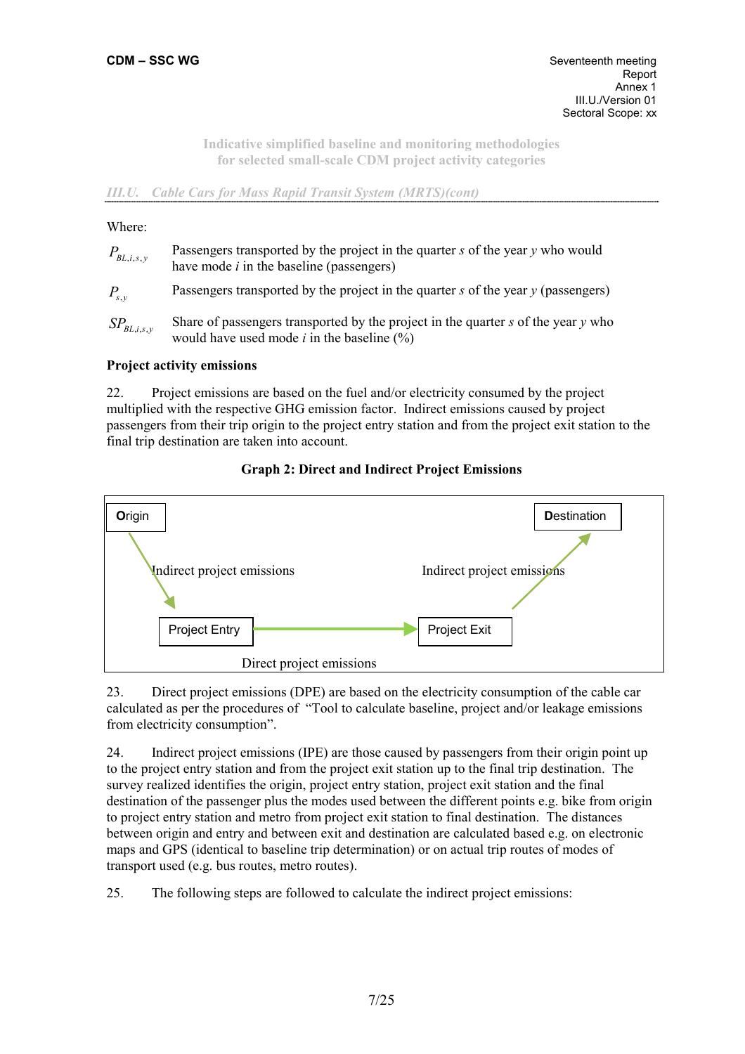Where:

| | |
|---|---|
| $P_{BL,i,s,y}$ | Passengers transported by the project in the quarter *s* of the year *y* who would have mode *i* in the baseline (passengers) |
| $P_{s,y}$ | Passengers transported by the project in the quarter *s* of the year *y* (passengers) |
| $SP_{BL,i,s,y}$ | Share of passengers transported by the project in the quarter *s* of the year *y* who would have used mode *i* in the baseline (%) |

**Project activity emissions**

22. Project emissions are based on the fuel and/or electricity consumed by the project multiplied with the respective GHG emission factor. Indirect emissions caused by project passengers from their trip origin to the project entry station and from the project exit station to the final trip destination are taken into account.

**Graph 2: Direct and Indirect Project Emissions**

Origin → (Indirect project emissions) → Project Entry → (Direct project emissions) → Project Exit → (Indirect project emissions) → Destination

23. Direct project emissions (DPE) are based on the electricity consumption of the cable car calculated as per the procedures of "Tool to calculate baseline, project and/or leakage emissions from electricity consumption".

24. Indirect project emissions (IPE) are those caused by passengers from their origin point up to the project entry station and from the project exit station up to the final trip destination. The survey realized identifies the origin, project entry station, project exit station and the final destination of the passenger plus the modes used between the different points e.g. bike from origin to project entry station and metro from project exit station to final destination. The distances between origin and entry and between exit and destination are calculated based e.g. on electronic maps and GPS (identical to baseline trip determination) or on actual trip routes of modes of transport used (e.g. bus routes, metro routes).

25. The following steps are followed to calculate the indirect project emissions: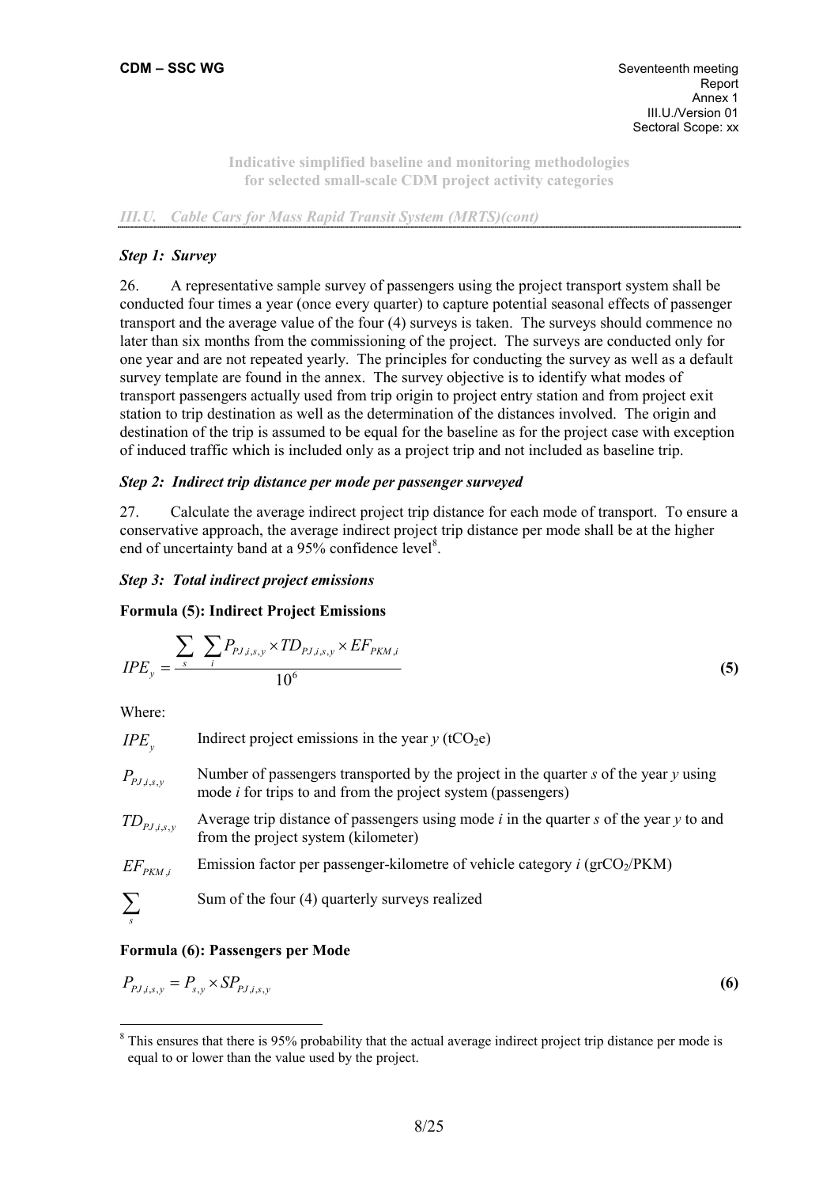*III.U. Cable Cars for Mass Rapid Transit System (MRTS)(cont)*

### *Step 1: Survey*

26. A representative sample survey of passengers using the project transport system shall be conducted four times a year (once every quarter) to capture potential seasonal effects of passenger transport and the average value of the four (4) surveys is taken. The surveys should commence no later than six months from the commissioning of the project. The surveys are conducted only for one year and are not repeated yearly. The principles for conducting the survey as well as a default survey template are found in the annex. The survey objective is to identify what modes of transport passengers actually used from trip origin to project entry station and from project exit station to trip destination as well as the determination of the distances involved. The origin and destination of the trip is assumed to be equal for the baseline as for the project case with exception of induced traffic which is included only as a project trip and not included as baseline trip.

### *Step 2: Indirect trip distance per mode per passenger surveyed*

27. Calculate the average indirect project trip distance for each mode of transport. To ensure a conservative approach, the average indirect project trip distance per mode shall be at the higher end of uncertainty band at a 95% confidence level[8].

### *Step 3: Total indirect project emissions*

**Formula (5): Indirect Project Emissions**

$$IPE_y = \frac{\sum_s \sum_i P_{PJ,i,s,y} \times TD_{PJ,i,s,y} \times EF_{PKM,i}}{10^6} \tag{5}$$

Where:

| | |
|---|---|
| $IPE_y$ | Indirect project emissions in the year *y* ($tCO_2e$) |
| $P_{PJ,i,s,y}$ | Number of passengers transported by the project in the quarter *s* of the year *y* using mode *i* for trips to and from the project system (passengers) |
| $TD_{PJ,i,s,y}$ | Average trip distance of passengers using mode *i* in the quarter *s* of the year *y* to and from the project system (kilometer) |
| $EF_{PKM,i}$ | Emission factor per passenger-kilometre of vehicle category *i* ($grCO_2$/PKM) |
| $\sum_s$ | Sum of the four (4) quarterly surveys realized |

**Formula (6): Passengers per Mode**

$$P_{PJ,i,s,y} = P_{s,y} \times SP_{PJ,i,s,y} \tag{6}$$

[8] This ensures that there is 95% probability that the actual average indirect project trip distance per mode is equal to or lower than the value used by the project.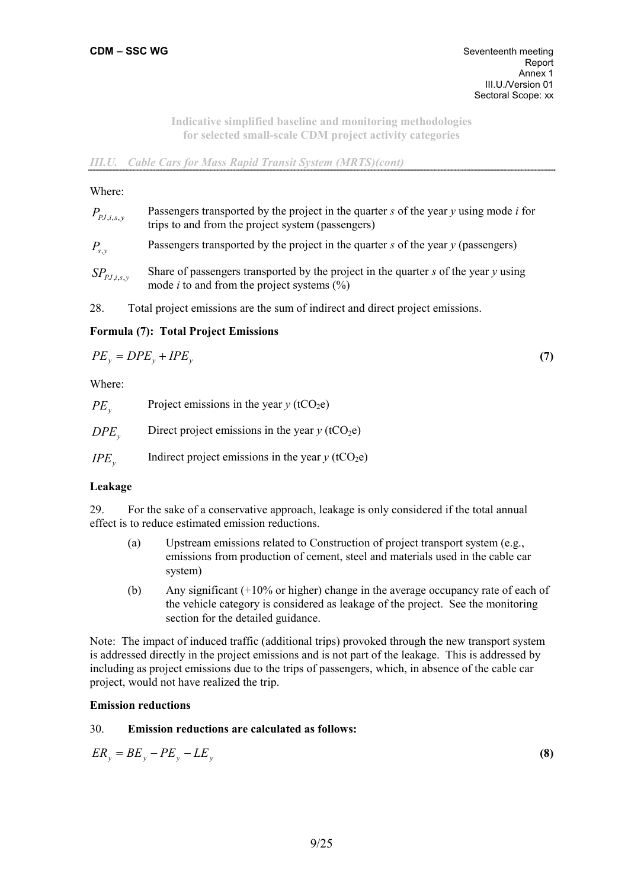Where:

$P_{PJ,i,s,y}$ Passengers transported by the project in the quarter *s* of the year *y* using mode *i* for trips to and from the project system (passengers)

$P_{s,y}$ Passengers transported by the project in the quarter *s* of the year *y* (passengers)

$SP_{PJ,i,s,y}$ Share of passengers transported by the project in the quarter *s* of the year *y* using mode *i* to and from the project systems (%)

28. Total project emissions are the sum of indirect and direct project emissions.

**Formula (7): Total Project Emissions**

$$PE_y = DPE_y + IPE_y \quad \textbf{(7)}$$

Where:

$PE_y$ Project emissions in the year *y* ($tCO_2e$)

$DPE_y$ Direct project emissions in the year *y* ($tCO_2e$)

$IPE_y$ Indirect project emissions in the year *y* ($tCO_2e$)

**Leakage**

29. For the sake of a conservative approach, leakage is only considered if the total annual effect is to reduce estimated emission reductions.

(a) Upstream emissions related to Construction of project transport system (e.g., emissions from production of cement, steel and materials used in the cable car system)

(b) Any significant (+10% or higher) change in the average occupancy rate of each of the vehicle category is considered as leakage of the project. See the monitoring section for the detailed guidance.

Note: The impact of induced traffic (additional trips) provoked through the new transport system is addressed directly in the project emissions and is not part of the leakage. This is addressed by including as project emissions due to the trips of passengers, which, in absence of the cable car project, would not have realized the trip.

**Emission reductions**

30. **Emission reductions are calculated as follows:**

$$ER_y = BE_y - PE_y - LE_y \quad \textbf{(8)}$$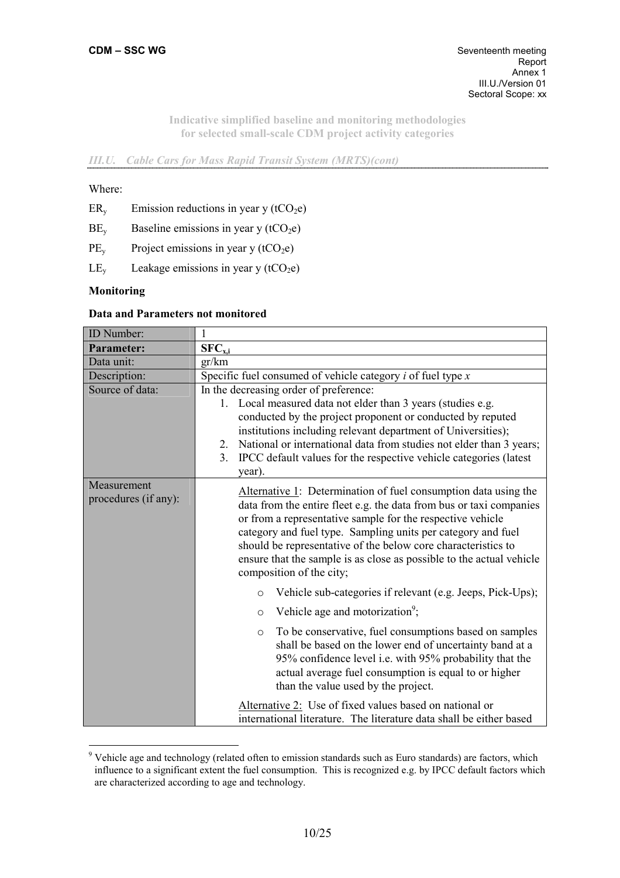*III.U. Cable Cars for Mass Rapid Transit System (MRTS)(cont)*

Where:

$ER_y$ Emission reductions in year y ($tCO_2e$)

$BE_y$ Baseline emissions in year y ($tCO_2e$)

$PE_y$ Project emissions in year y ($tCO_2e$)

$LE_y$ Leakage emissions in year y ($tCO_2e$)

**Monitoring**

**Data and Parameters not monitored**

| ID Number: | 1 |
|---|---|
| **Parameter:** | $\mathbf{SFC_{x,i}}$ |
| Data unit: | gr/km |
| Description: | Specific fuel consumed of vehicle category *i* of fuel type *x* |
| Source of data: | In the decreasing order of preference: 1. Local measured data not elder than 3 years (studies e.g. conducted by the project proponent or conducted by reputed institutions including relevant department of Universities); 2. National or international data from studies not elder than 3 years; 3. IPCC default values for the respective vehicle categories (latest year). |
| Measurement procedures (if any): | Alternative 1: Determination of fuel consumption data using the data from the entire fleet e.g. the data from bus or taxi companies or from a representative sample for the respective vehicle category and fuel type. Sampling units per category and fuel should be representative of the below core characteristics to ensure that the sample is as close as possible to the actual vehicle composition of the city; <br>o Vehicle sub-categories if relevant (e.g. Jeeps, Pick-Ups); <br>o Vehicle age and motorization[9]; <br>o To be conservative, fuel consumptions based on samples shall be based on the lower end of uncertainty band at a 95% confidence level i.e. with 95% probability that the actual average fuel consumption is equal to or higher than the value used by the project. <br><br>Alternative 2: Use of fixed values based on national or international literature. The literature data shall be either based |

[9] Vehicle age and technology (related often to emission standards such as Euro standards) are factors, which influence to a significant extent the fuel consumption. This is recognized e.g. by IPCC default factors which are characterized according to age and technology.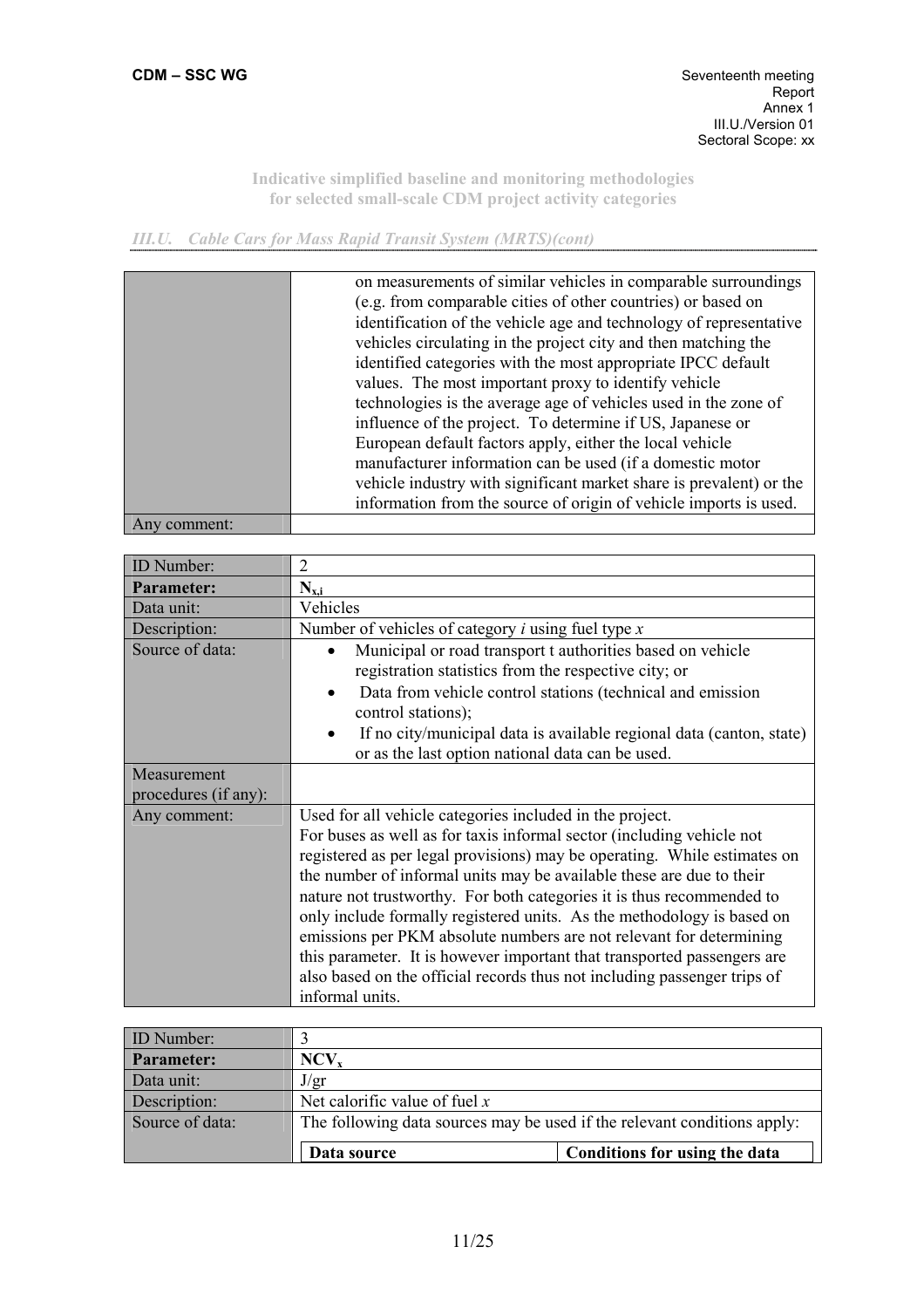*III.U. Cable Cars for Mass Rapid Transit System (MRTS)(cont)*

| | |
|---|---|
| | on measurements of similar vehicles in comparable surroundings (e.g. from comparable cities of other countries) or based on identification of the vehicle age and technology of representative vehicles circulating in the project city and then matching the identified categories with the most appropriate IPCC default values. The most important proxy to identify vehicle technologies is the average age of vehicles used in the zone of influence of the project. To determine if US, Japanese or European default factors apply, either the local vehicle manufacturer information can be used (if a domestic motor vehicle industry with significant market share is prevalent) or the information from the source of origin of vehicle imports is used. |
| Any comment: | |

| ID Number: | 2 |
|---|---|
| **Parameter:** | $N_{x,i}$ |
| Data unit: | Vehicles |
| Description: | Number of vehicles of category *i* using fuel type *x* |
| Source of data: | • Municipal or road transport t authorities based on vehicle registration statistics from the respective city; or <br> • Data from vehicle control stations (technical and emission control stations); <br> • If no city/municipal data is available regional data (canton, state) or as the last option national data can be used. |
| Measurement procedures (if any): | |
| Any comment: | Used for all vehicle categories included in the project. For buses as well as for taxis informal sector (including vehicle not registered as per legal provisions) may be operating. While estimates on the number of informal units may be available these are due to their nature not trustworthy. For both categories it is thus recommended to only include formally registered units. As the methodology is based on emissions per PKM absolute numbers are not relevant for determining this parameter. It is however important that transported passengers are also based on the official records thus not including passenger trips of informal units. |

| ID Number: | 3 |
|---|---|
| **Parameter:** | $NCV_x$ |
| Data unit: | J/gr |
| Description: | Net calorific value of fuel *x* |
| Source of data: | The following data sources may be used if the relevant conditions apply: |
| | **Data source** \| **Conditions for using the data** |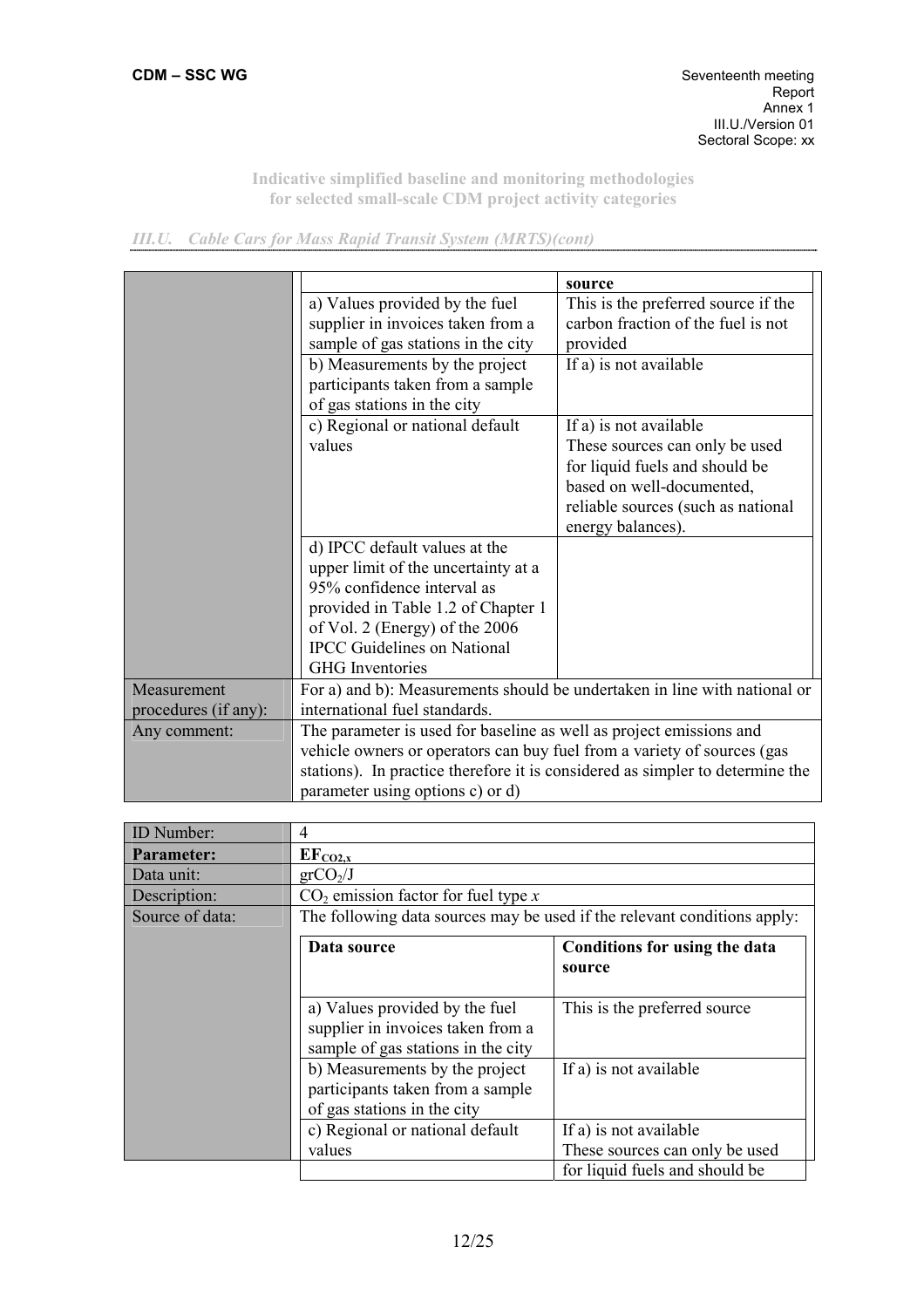### III.U. Cable Cars for Mass Rapid Transit System (MRTS)(cont)

| | | |
|---|---|---|
| | | **source** |
| | a) Values provided by the fuel supplier in invoices taken from a sample of gas stations in the city | This is the preferred source if the carbon fraction of the fuel is not provided |
| | b) Measurements by the project participants taken from a sample of gas stations in the city | If a) is not available |
| | c) Regional or national default values | If a) is not available<br>These sources can only be used for liquid fuels and should be based on well-documented, reliable sources (such as national energy balances). |
| | d) IPCC default values at the upper limit of the uncertainty at a 95% confidence interval as provided in Table 1.2 of Chapter 1 of Vol. 2 (Energy) of the 2006 IPCC Guidelines on National GHG Inventories | |
| Measurement procedures (if any): | For a) and b): Measurements should be undertaken in line with national or international fuel standards. | |
| Any comment: | The parameter is used for baseline as well as project emissions and vehicle owners or operators can buy fuel from a variety of sources (gas stations). In practice therefore it is considered as simpler to determine the parameter using options c) or d) | |

| ID Number: | 4 | |
|---|---|---|
| **Parameter:** | $EF_{CO2,x}$ | |
| Data unit: | $grCO_2/J$ | |
| Description: | $CO_2$ emission factor for fuel type $x$ | |
| Source of data: | The following data sources may be used if the relevant conditions apply: | |
| | **Data source** | **Conditions for using the data source** |
| | a) Values provided by the fuel supplier in invoices taken from a sample of gas stations in the city | This is the preferred source |
| | b) Measurements by the project participants taken from a sample of gas stations in the city | If a) is not available |
| | c) Regional or national default values | If a) is not available<br>These sources can only be used for liquid fuels and should be |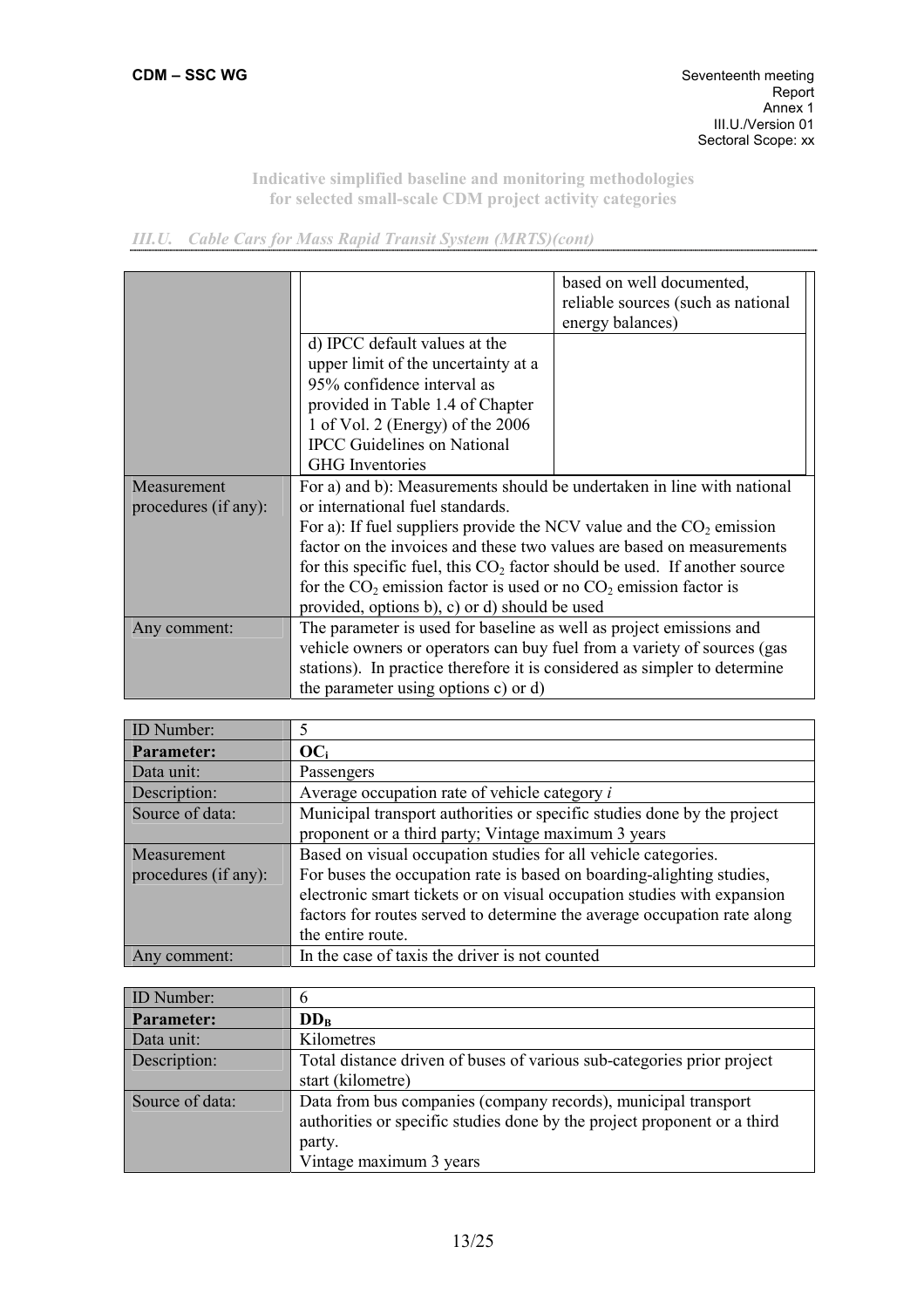## III.U. Cable Cars for Mass Rapid Transit System (MRTS)(cont)

| | | |
|---|---|---|
| | | based on well documented, reliable sources (such as national energy balances) |
| | d) IPCC default values at the upper limit of the uncertainty at a 95% confidence interval as provided in Table 1.4 of Chapter 1 of Vol. 2 (Energy) of the 2006 IPCC Guidelines on National GHG Inventories | |
| Measurement procedures (if any): | For a) and b): Measurements should be undertaken in line with national or international fuel standards. For a): If fuel suppliers provide the NCV value and the $CO_2$ emission factor on the invoices and these two values are based on measurements for this specific fuel, this $CO_2$ factor should be used. If another source for the $CO_2$ emission factor is used or no $CO_2$ emission factor is provided, options b), c) or d) should be used | |
| Any comment: | The parameter is used for baseline as well as project emissions and vehicle owners or operators can buy fuel from a variety of sources (gas stations). In practice therefore it is considered as simpler to determine the parameter using options c) or d) | |

| ID Number: | 5 |
|---|---|
| **Parameter:** | $OC_i$ |
| Data unit: | Passengers |
| Description: | Average occupation rate of vehicle category *i* |
| Source of data: | Municipal transport authorities or specific studies done by the project proponent or a third party; Vintage maximum 3 years |
| Measurement procedures (if any): | Based on visual occupation studies for all vehicle categories. For buses the occupation rate is based on boarding-alighting studies, electronic smart tickets or on visual occupation studies with expansion factors for routes served to determine the average occupation rate along the entire route. |
| Any comment: | In the case of taxis the driver is not counted |

| ID Number: | 6 |
|---|---|
| **Parameter:** | $DD_B$ |
| Data unit: | Kilometres |
| Description: | Total distance driven of buses of various sub-categories prior project start (kilometre) |
| Source of data: | Data from bus companies (company records), municipal transport authorities or specific studies done by the project proponent or a third party. Vintage maximum 3 years |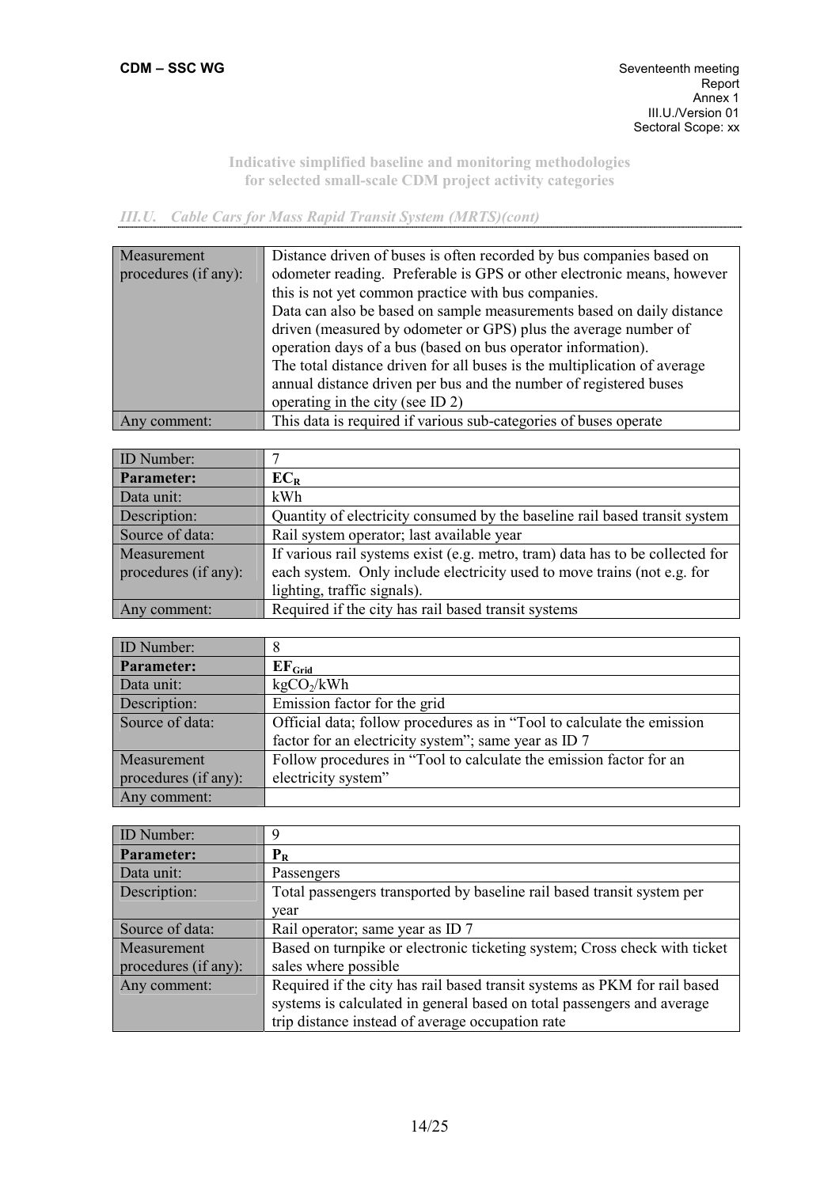Indicative simplified baseline and monitoring methodologies for selected small-scale CDM project activity categories

*III.U. Cable Cars for Mass Rapid Transit System (MRTS)(cont)*

| | |
|---|---|
| Measurement procedures (if any): | Distance driven of buses is often recorded by bus companies based on odometer reading. Preferable is GPS or other electronic means, however this is not yet common practice with bus companies. Data can also be based on sample measurements based on daily distance driven (measured by odometer or GPS) plus the average number of operation days of a bus (based on bus operator information). The total distance driven for all buses is the multiplication of average annual distance driven per bus and the number of registered buses operating in the city (see ID 2) |
| Any comment: | This data is required if various sub-categories of buses operate |

| ID Number: | 7 |
|---|---|
| **Parameter:** | $EC_R$ |
| Data unit: | kWh |
| Description: | Quantity of electricity consumed by the baseline rail based transit system |
| Source of data: | Rail system operator; last available year |
| Measurement procedures (if any): | If various rail systems exist (e.g. metro, tram) data has to be collected for each system. Only include electricity used to move trains (not e.g. for lighting, traffic signals). |
| Any comment: | Required if the city has rail based transit systems |

| ID Number: | 8 |
|---|---|
| **Parameter:** | $EF_{Grid}$ |
| Data unit: | $kgCO_2/kWh$ |
| Description: | Emission factor for the grid |
| Source of data: | Official data; follow procedures as in "Tool to calculate the emission factor for an electricity system"; same year as ID 7 |
| Measurement procedures (if any): | Follow procedures in "Tool to calculate the emission factor for an electricity system" |
| Any comment: | |

| ID Number: | 9 |
|---|---|
| **Parameter:** | $P_R$ |
| Data unit: | Passengers |
| Description: | Total passengers transported by baseline rail based transit system per year |
| Source of data: | Rail operator; same year as ID 7 |
| Measurement procedures (if any): | Based on turnpike or electronic ticketing system; Cross check with ticket sales where possible |
| Any comment: | Required if the city has rail based transit systems as PKM for rail based systems is calculated in general based on total passengers and average trip distance instead of average occupation rate |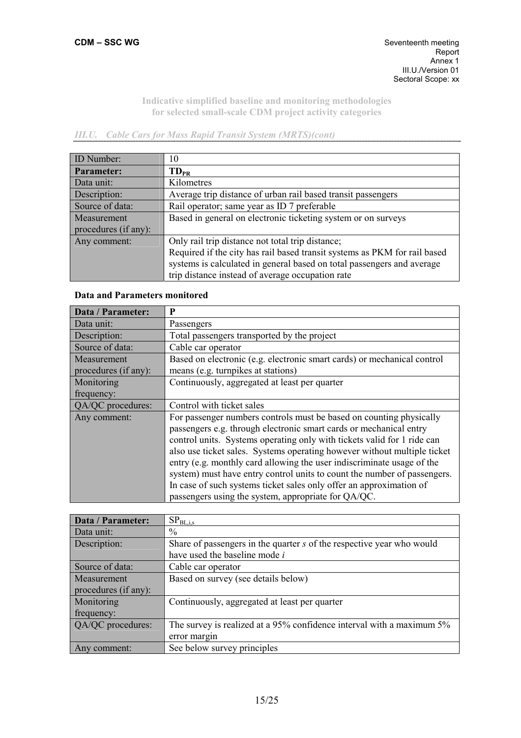**Indicative simplified baseline and monitoring methodologies for selected small-scale CDM project activity categories**

*III.U. Cable Cars for Mass Rapid Transit System (MRTS)(cont)*

| ID Number: | 10 |
|---|---|
| **Parameter:** | $TD_{PR}$ |
| Data unit: | Kilometres |
| Description: | Average trip distance of urban rail based transit passengers |
| Source of data: | Rail operator; same year as ID 7 preferable |
| Measurement procedures (if any): | Based in general on electronic ticketing system or on surveys |
| Any comment: | Only rail trip distance not total trip distance; Required if the city has rail based transit systems as PKM for rail based systems is calculated in general based on total passengers and average trip distance instead of average occupation rate |

### Data and Parameters monitored

| **Data / Parameter:** | **P** |
|---|---|
| Data unit: | Passengers |
| Description: | Total passengers transported by the project |
| Source of data: | Cable car operator |
| Measurement procedures (if any): | Based on electronic (e.g. electronic smart cards) or mechanical control means (e.g. turnpikes at stations) |
| Monitoring frequency: | Continuously, aggregated at least per quarter |
| QA/QC procedures: | Control with ticket sales |
| Any comment: | For passenger numbers controls must be based on counting physically passengers e.g. through electronic smart cards or mechanical entry control units. Systems operating only with tickets valid for 1 ride can also use ticket sales. Systems operating however without multiple ticket entry (e.g. monthly card allowing the user indiscriminate usage of the system) must have entry control units to count the number of passengers. In case of such systems ticket sales only offer an approximation of passengers using the system, appropriate for QA/QC. |

| **Data / Parameter:** | $SP_{BL,i,s}$ |
|---|---|
| Data unit: | % |
| Description: | Share of passengers in the quarter *s* of the respective year who would have used the baseline mode *i* |
| Source of data: | Cable car operator |
| Measurement procedures (if any): | Based on survey (see details below) |
| Monitoring frequency: | Continuously, aggregated at least per quarter |
| QA/QC procedures: | The survey is realized at a 95% confidence interval with a maximum 5% error margin |
| Any comment: | See below survey principles |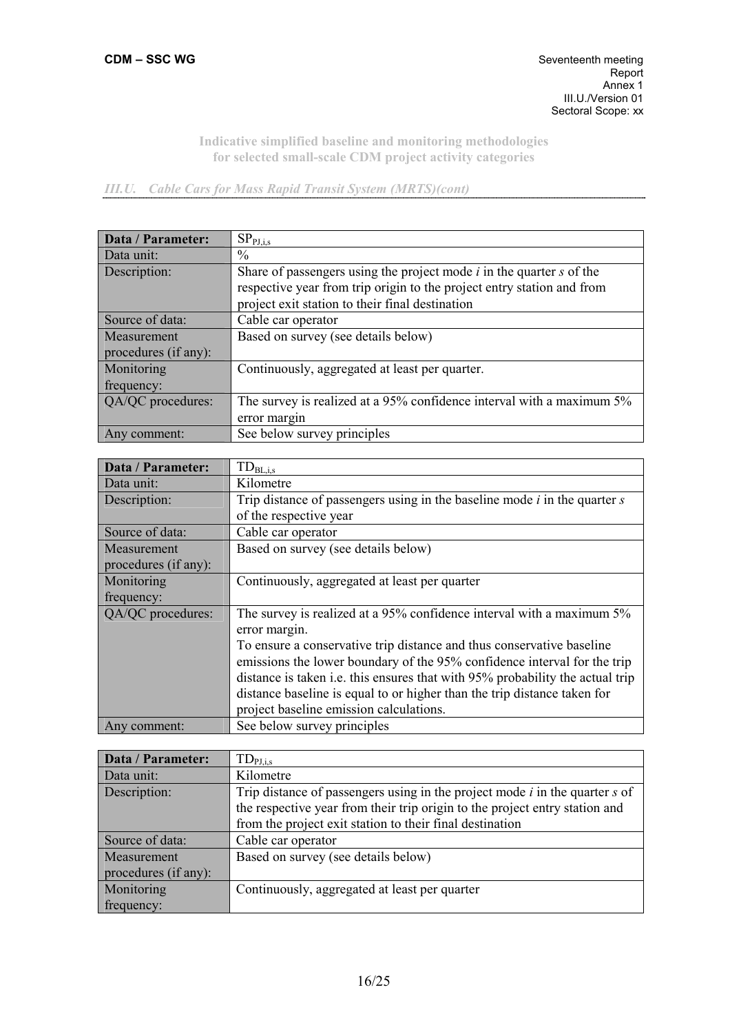**Indicative simplified baseline and monitoring methodologies for selected small-scale CDM project activity categories**

*III.U. Cable Cars for Mass Rapid Transit System (MRTS)(cont)*

| **Data / Parameter:** | $SP_{PJ,i,s}$ |
|---|---|
| Data unit: | % |
| Description: | Share of passengers using the project mode *i* in the quarter *s* of the respective year from trip origin to the project entry station and from project exit station to their final destination |
| Source of data: | Cable car operator |
| Measurement procedures (if any): | Based on survey (see details below) |
| Monitoring frequency: | Continuously, aggregated at least per quarter. |
| QA/QC procedures: | The survey is realized at a 95% confidence interval with a maximum 5% error margin |
| Any comment: | See below survey principles |

| **Data / Parameter:** | $TD_{BL,i,s}$ |
|---|---|
| Data unit: | Kilometre |
| Description: | Trip distance of passengers using in the baseline mode *i* in the quarter *s* of the respective year |
| Source of data: | Cable car operator |
| Measurement procedures (if any): | Based on survey (see details below) |
| Monitoring frequency: | Continuously, aggregated at least per quarter |
| QA/QC procedures: | The survey is realized at a 95% confidence interval with a maximum 5% error margin. To ensure a conservative trip distance and thus conservative baseline emissions the lower boundary of the 95% confidence interval for the trip distance is taken i.e. this ensures that with 95% probability the actual trip distance baseline is equal to or higher than the trip distance taken for project baseline emission calculations. |
| Any comment: | See below survey principles |

| **Data / Parameter:** | $TD_{PJ,i,s}$ |
|---|---|
| Data unit: | Kilometre |
| Description: | Trip distance of passengers using in the project mode *i* in the quarter *s* of the respective year from their trip origin to the project entry station and from the project exit station to their final destination |
| Source of data: | Cable car operator |
| Measurement procedures (if any): | Based on survey (see details below) |
| Monitoring frequency: | Continuously, aggregated at least per quarter |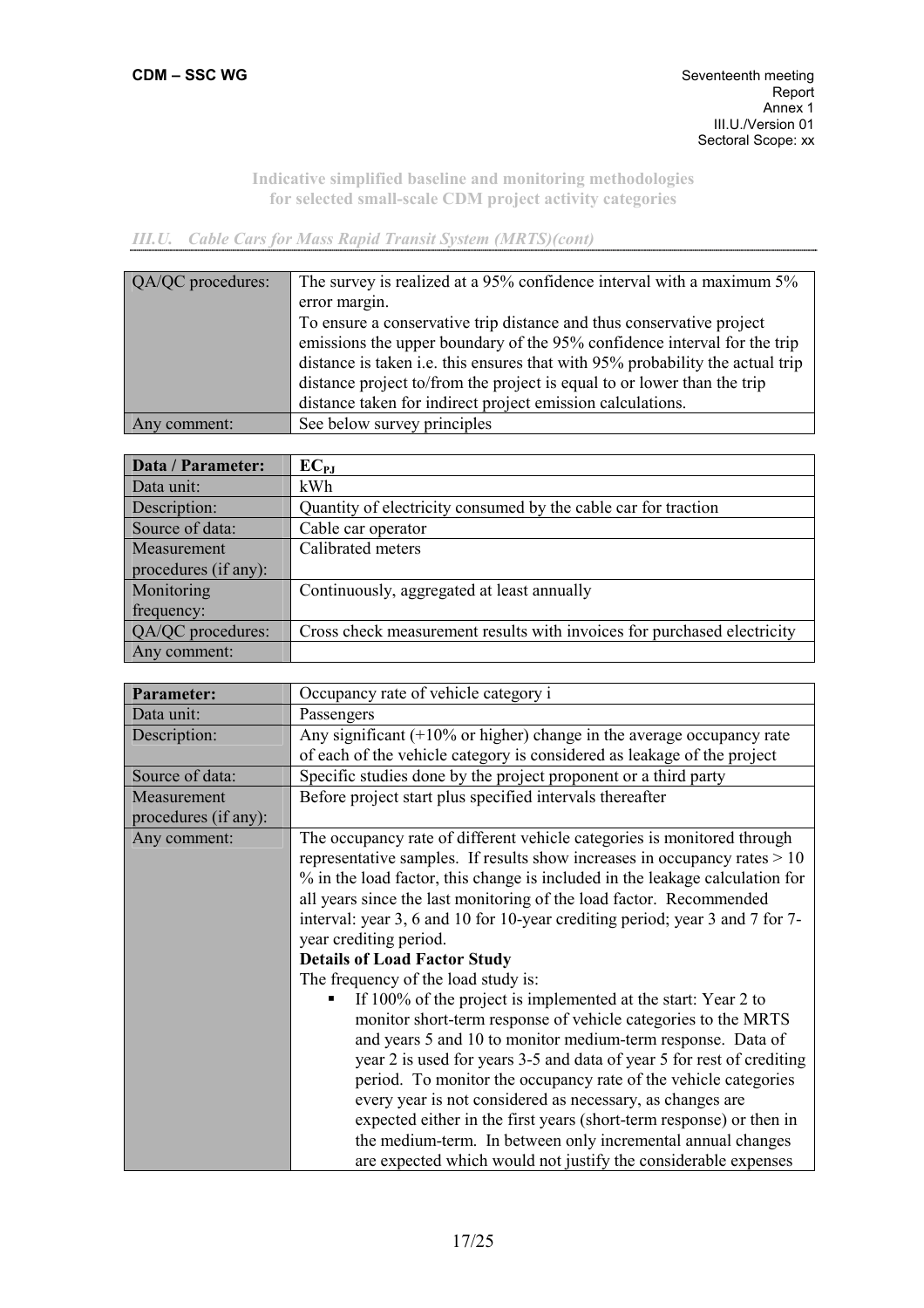### III.U. Cable Cars for Mass Rapid Transit System (MRTS)(cont)

| | |
|---|---|
| QA/QC procedures: | The survey is realized at a 95% confidence interval with a maximum 5% error margin. To ensure a conservative trip distance and thus conservative project emissions the upper boundary of the 95% confidence interval for the trip distance is taken i.e. this ensures that with 95% probability the actual trip distance project to/from the project is equal to or lower than the trip distance taken for indirect project emission calculations. |
| Any comment: | See below survey principles |

| **Data / Parameter:** | $EC_{PJ}$ |
|---|---|
| Data unit: | kWh |
| Description: | Quantity of electricity consumed by the cable car for traction |
| Source of data: | Cable car operator |
| Measurement procedures (if any): | Calibrated meters |
| Monitoring frequency: | Continuously, aggregated at least annually |
| QA/QC procedures: | Cross check measurement results with invoices for purchased electricity |
| Any comment: | |

| **Parameter:** | Occupancy rate of vehicle category i |
|---|---|
| Data unit: | Passengers |
| Description: | Any significant (+10% or higher) change in the average occupancy rate of each of the vehicle category is considered as leakage of the project |
| Source of data: | Specific studies done by the project proponent or a third party |
| Measurement procedures (if any): | Before project start plus specified intervals thereafter |
| Any comment: | The occupancy rate of different vehicle categories is monitored through representative samples. If results show increases in occupancy rates > 10 % in the load factor, this change is included in the leakage calculation for all years since the last monitoring of the load factor. Recommended interval: year 3, 6 and 10 for 10-year crediting period; year 3 and 7 for 7-year crediting period.<br>**Details of Load Factor Study**<br>The frequency of the load study is:<br>▪ If 100% of the project is implemented at the start: Year 2 to monitor short-term response of vehicle categories to the MRTS and years 5 and 10 to monitor medium-term response. Data of year 2 is used for years 3-5 and data of year 5 for rest of crediting period. To monitor the occupancy rate of the vehicle categories every year is not considered as necessary, as changes are expected either in the first years (short-term response) or then in the medium-term. In between only incremental annual changes are expected which would not justify the considerable expenses |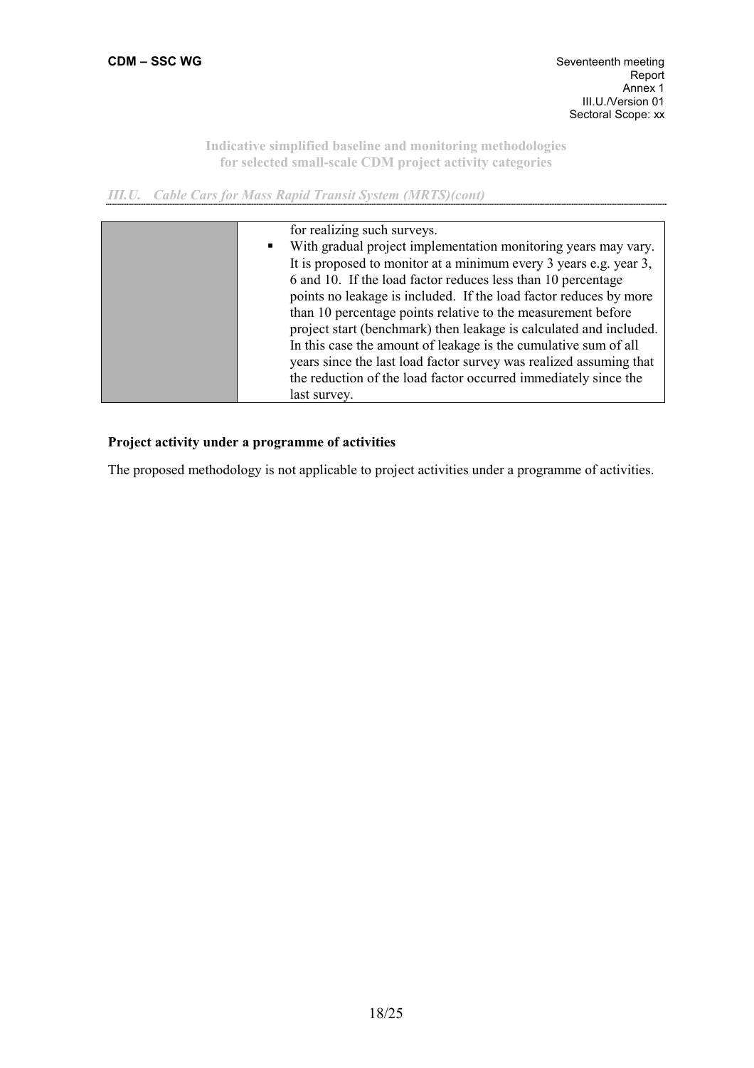| | |
|---|---|
| | for realizing such surveys.<br>▪ With gradual project implementation monitoring years may vary. It is proposed to monitor at a minimum every 3 years e.g. year 3, 6 and 10. If the load factor reduces less than 10 percentage points no leakage is included. If the load factor reduces by more than 10 percentage points relative to the measurement before project start (benchmark) then leakage is calculated and included. In this case the amount of leakage is the cumulative sum of all years since the last load factor survey was realized assuming that the reduction of the load factor occurred immediately since the last survey. |

**Project activity under a programme of activities**

The proposed methodology is not applicable to project activities under a programme of activities.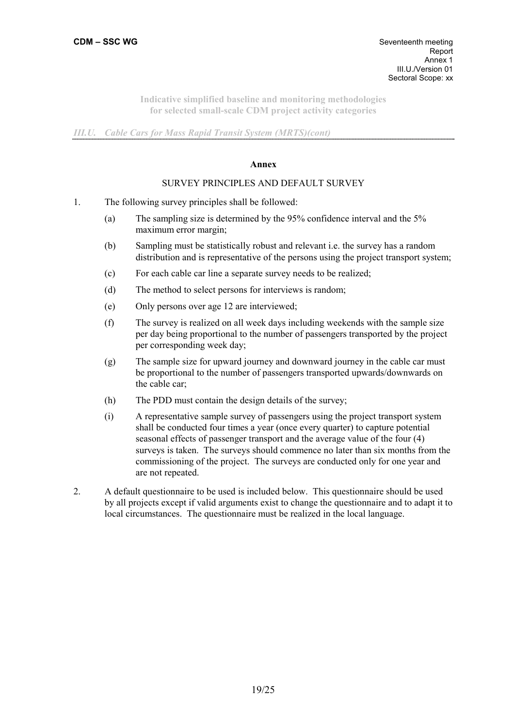### Annex

SURVEY PRINCIPLES AND DEFAULT SURVEY

1. The following survey principles shall be followed:
   - (a) The sampling size is determined by the 95% confidence interval and the 5% maximum error margin;
   - (b) Sampling must be statistically robust and relevant i.e. the survey has a random distribution and is representative of the persons using the project transport system;
   - (c) For each cable car line a separate survey needs to be realized;
   - (d) The method to select persons for interviews is random;
   - (e) Only persons over age 12 are interviewed;
   - (f) The survey is realized on all week days including weekends with the sample size per day being proportional to the number of passengers transported by the project per corresponding week day;
   - (g) The sample size for upward journey and downward journey in the cable car must be proportional to the number of passengers transported upwards/downwards on the cable car;
   - (h) The PDD must contain the design details of the survey;
   - (i) A representative sample survey of passengers using the project transport system shall be conducted four times a year (once every quarter) to capture potential seasonal effects of passenger transport and the average value of the four (4) surveys is taken. The surveys should commence no later than six months from the commissioning of the project. The surveys are conducted only for one year and are not repeated.

2. A default questionnaire to be used is included below. This questionnaire should be used by all projects except if valid arguments exist to change the questionnaire and to adapt it to local circumstances. The questionnaire must be realized in the local language.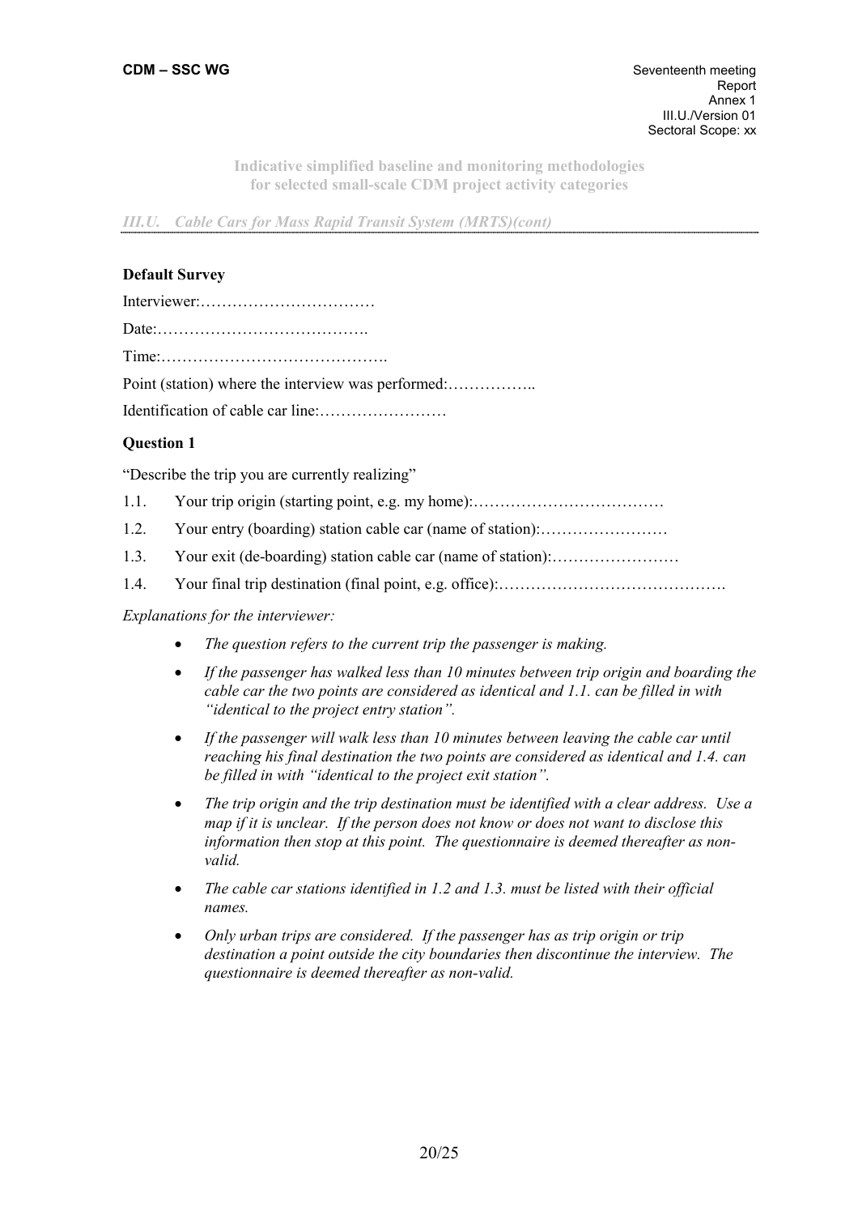**Default Survey**

Interviewer:……………………………

Date:………………………………….

Time:…………………………………….

Point (station) where the interview was performed:……………..

Identification of cable car line:……………………

**Question 1**

"Describe the trip you are currently realizing"

1.1. Your trip origin (starting point, e.g. my home):………………………………

1.2. Your entry (boarding) station cable car (name of station):……………………

1.3. Your exit (de-boarding) station cable car (name of station):……………………

1.4. Your final trip destination (final point, e.g. office):…………………………………….

*Explanations for the interviewer:*

- *The question refers to the current trip the passenger is making.*
- *If the passenger has walked less than 10 minutes between trip origin and boarding the cable car the two points are considered as identical and 1.1. can be filled in with "identical to the project entry station".*
- *If the passenger will walk less than 10 minutes between leaving the cable car until reaching his final destination the two points are considered as identical and 1.4. can be filled in with "identical to the project exit station".*
- *The trip origin and the trip destination must be identified with a clear address. Use a map if it is unclear. If the person does not know or does not want to disclose this information then stop at this point. The questionnaire is deemed thereafter as non-valid.*
- *The cable car stations identified in 1.2 and 1.3. must be listed with their official names.*
- *Only urban trips are considered. If the passenger has as trip origin or trip destination a point outside the city boundaries then discontinue the interview. The questionnaire is deemed thereafter as non-valid.*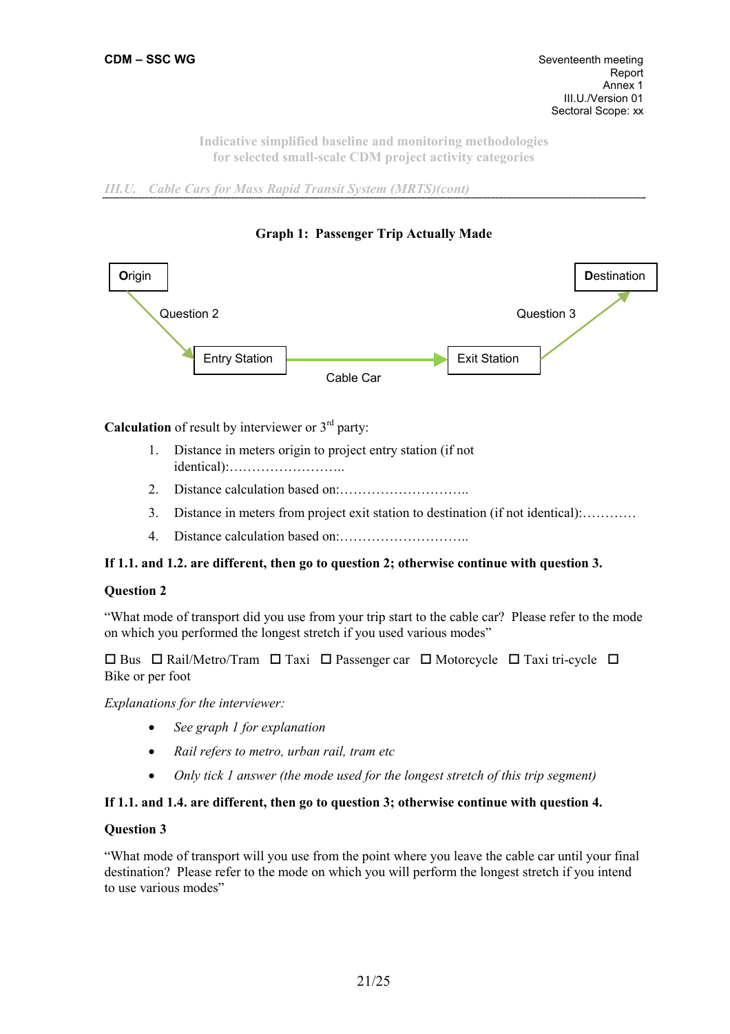**Graph 1: Passenger Trip Actually Made**

Origin → (Question 2) → Entry Station → (Cable Car) → Exit Station → (Question 3) → Destination

**Calculation** of result by interviewer or 3rd party:

1. Distance in meters origin to project entry station (if not identical):……………………..
2. Distance calculation based on:………………………..
3. Distance in meters from project exit station to destination (if not identical):…………
4. Distance calculation based on:………………………..

**If 1.1. and 1.2. are different, then go to question 2; otherwise continue with question 3.**

**Question 2**

"What mode of transport did you use from your trip start to the cable car? Please refer to the mode on which you performed the longest stretch if you used various modes"

☐ Bus ☐ Rail/Metro/Tram ☐ Taxi ☐ Passenger car ☐ Motorcycle ☐ Taxi tri-cycle ☐ Bike or per foot

*Explanations for the interviewer:*

- *See graph 1 for explanation*
- *Rail refers to metro, urban rail, tram etc*
- *Only tick 1 answer (the mode used for the longest stretch of this trip segment)*

**If 1.1. and 1.4. are different, then go to question 3; otherwise continue with question 4.**

**Question 3**

"What mode of transport will you use from the point where you leave the cable car until your final destination? Please refer to the mode on which you will perform the longest stretch if you intend to use various modes"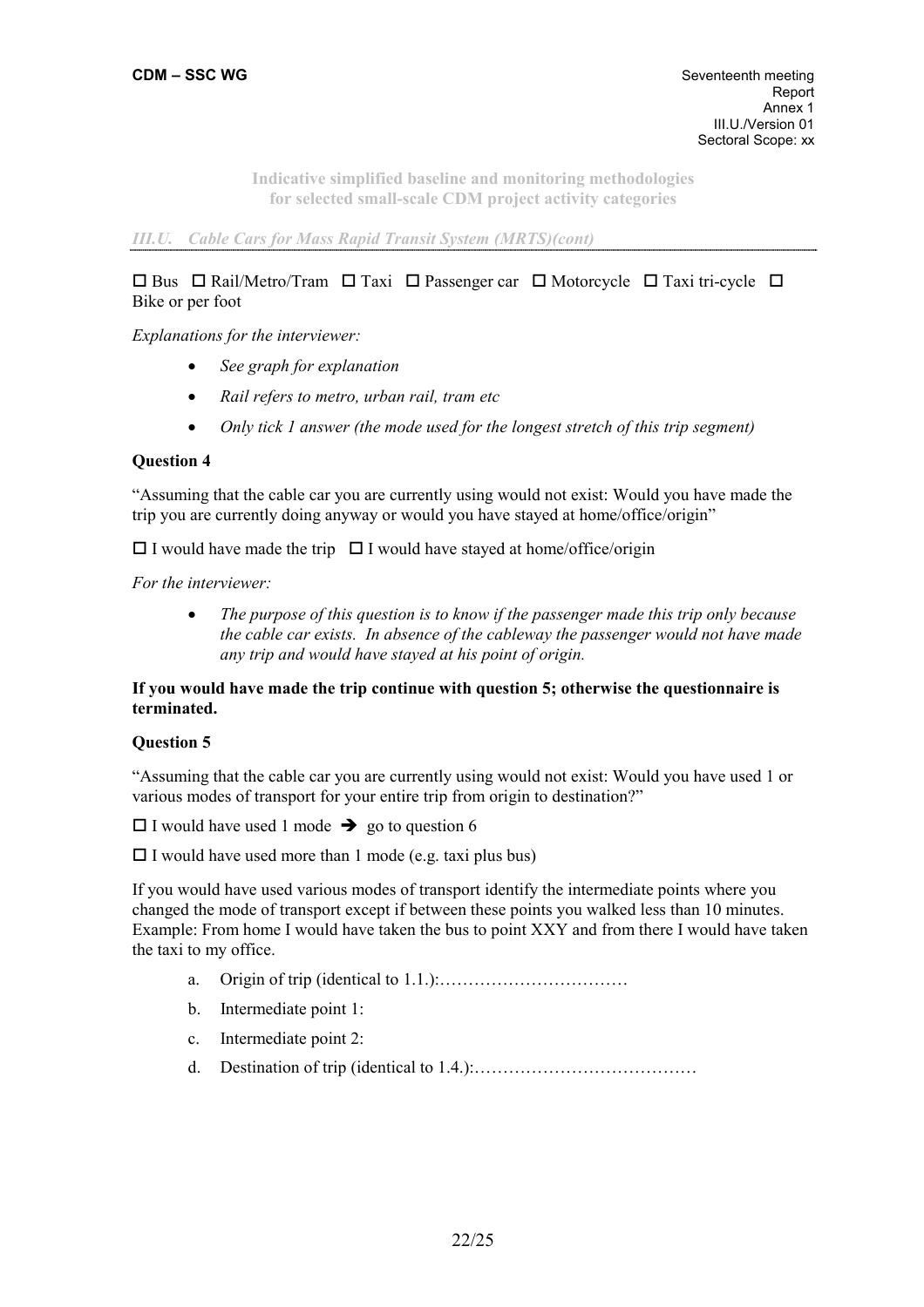**Indicative simplified baseline and monitoring methodologies for selected small-scale CDM project activity categories**

*III.U. Cable Cars for Mass Rapid Transit System (MRTS)(cont)*

☐ Bus ☐ Rail/Metro/Tram ☐ Taxi ☐ Passenger car ☐ Motorcycle ☐ Taxi tri-cycle ☐ Bike or per foot

*Explanations for the interviewer:*

- *See graph for explanation*
- *Rail refers to metro, urban rail, tram etc*
- *Only tick 1 answer (the mode used for the longest stretch of this trip segment)*

**Question 4**

"Assuming that the cable car you are currently using would not exist: Would you have made the trip you are currently doing anyway or would you have stayed at home/office/origin"

☐ I would have made the trip ☐ I would have stayed at home/office/origin

*For the interviewer:*

- *The purpose of this question is to know if the passenger made this trip only because the cable car exists. In absence of the cableway the passenger would not have made any trip and would have stayed at his point of origin.*

**If you would have made the trip continue with question 5; otherwise the questionnaire is terminated.**

**Question 5**

"Assuming that the cable car you are currently using would not exist: Would you have used 1 or various modes of transport for your entire trip from origin to destination?"

☐ I would have used 1 mode ➔ go to question 6

☐ I would have used more than 1 mode (e.g. taxi plus bus)

If you would have used various modes of transport identify the intermediate points where you changed the mode of transport except if between these points you walked less than 10 minutes. Example: From home I would have taken the bus to point XXY and from there I would have taken the taxi to my office.

a. Origin of trip (identical to 1.1.):……………………………

b. Intermediate point 1:

c. Intermediate point 2:

d. Destination of trip (identical to 1.4.):…………………………………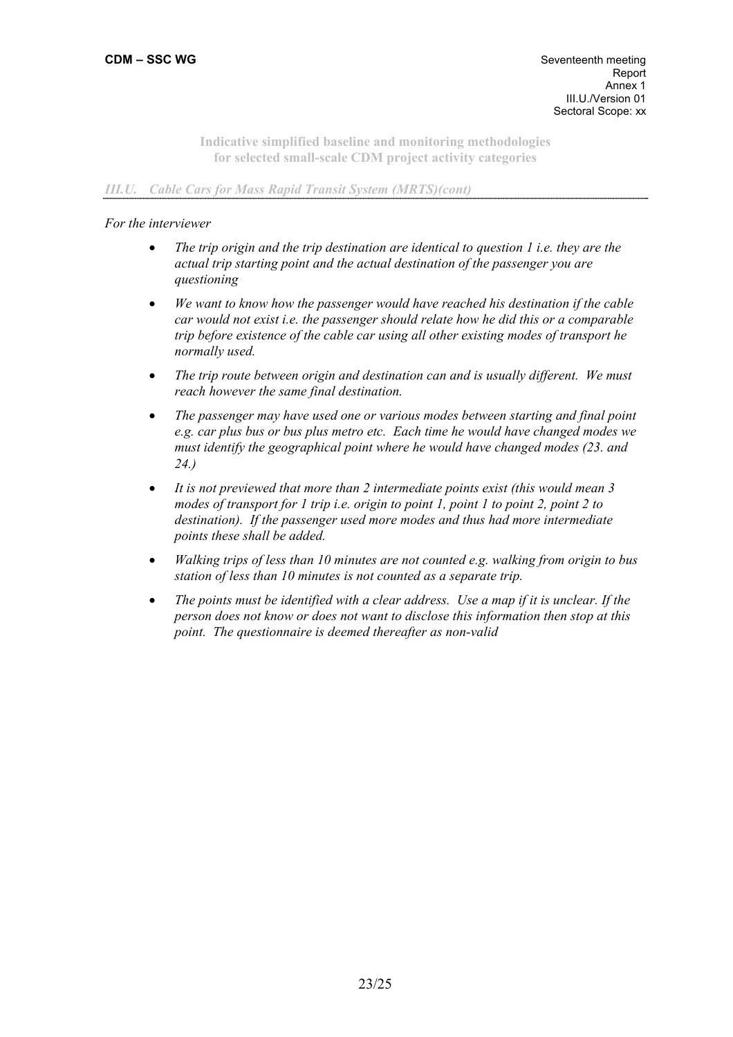*For the interviewer*

- *The trip origin and the trip destination are identical to question 1 i.e. they are the actual trip starting point and the actual destination of the passenger you are questioning*
- *We want to know how the passenger would have reached his destination if the cable car would not exist i.e. the passenger should relate how he did this or a comparable trip before existence of the cable car using all other existing modes of transport he normally used.*
- *The trip route between origin and destination can and is usually different. We must reach however the same final destination.*
- *The passenger may have used one or various modes between starting and final point e.g. car plus bus or bus plus metro etc. Each time he would have changed modes we must identify the geographical point where he would have changed modes (23. and 24.)*
- *It is not previewed that more than 2 intermediate points exist (this would mean 3 modes of transport for 1 trip i.e. origin to point 1, point 1 to point 2, point 2 to destination). If the passenger used more modes and thus had more intermediate points these shall be added.*
- *Walking trips of less than 10 minutes are not counted e.g. walking from origin to bus station of less than 10 minutes is not counted as a separate trip.*
- *The points must be identified with a clear address. Use a map if it is unclear. If the person does not know or does not want to disclose this information then stop at this point. The questionnaire is deemed thereafter as non-valid*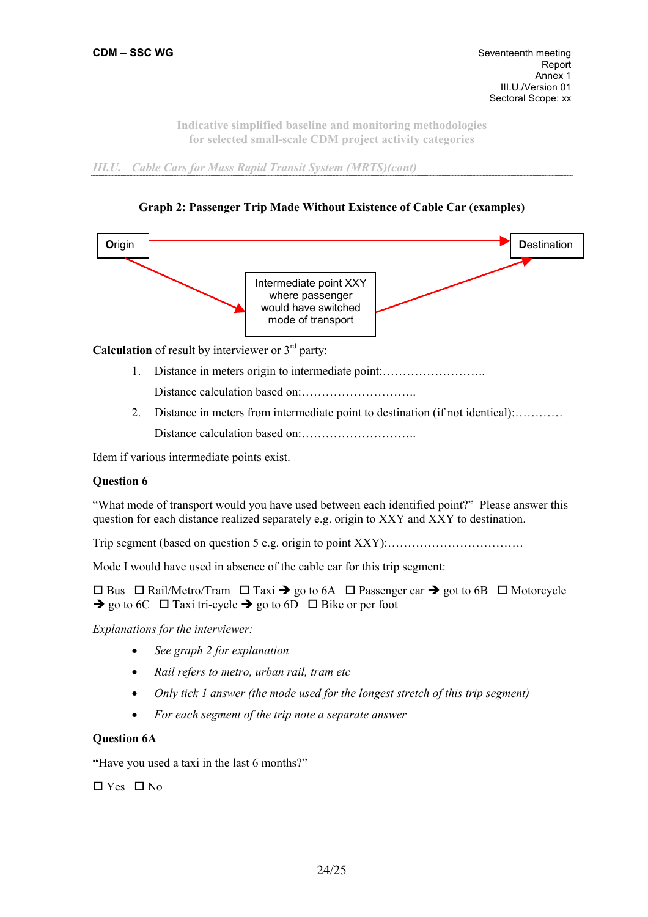**Graph 2: Passenger Trip Made Without Existence of Cable Car (examples)**

Origin → Destination

Intermediate point XXY where passenger would have switched mode of transport

**Calculation** of result by interviewer or 3rd party:

1. Distance in meters origin to intermediate point:……………………..

   Distance calculation based on:………………………..

2. Distance in meters from intermediate point to destination (if not identical):…………

   Distance calculation based on:………………………..

Idem if various intermediate points exist.

**Question 6**

"What mode of transport would you have used between each identified point?" Please answer this question for each distance realized separately e.g. origin to XXY and XXY to destination.

Trip segment (based on question 5 e.g. origin to point XXY):……………………………

Mode I would have used in absence of the cable car for this trip segment:

☐ Bus ☐ Rail/Metro/Tram ☐ Taxi ➔ go to 6A ☐ Passenger car ➔ got to 6B ☐ Motorcycle ➔ go to 6C ☐ Taxi tri-cycle ➔ go to 6D ☐ Bike or per foot

*Explanations for the interviewer:*

- *See graph 2 for explanation*
- *Rail refers to metro, urban rail, tram etc*
- *Only tick 1 answer (the mode used for the longest stretch of this trip segment)*
- *For each segment of the trip note a separate answer*

**Question 6A**

**"**Have you used a taxi in the last 6 months?"

☐ Yes ☐ No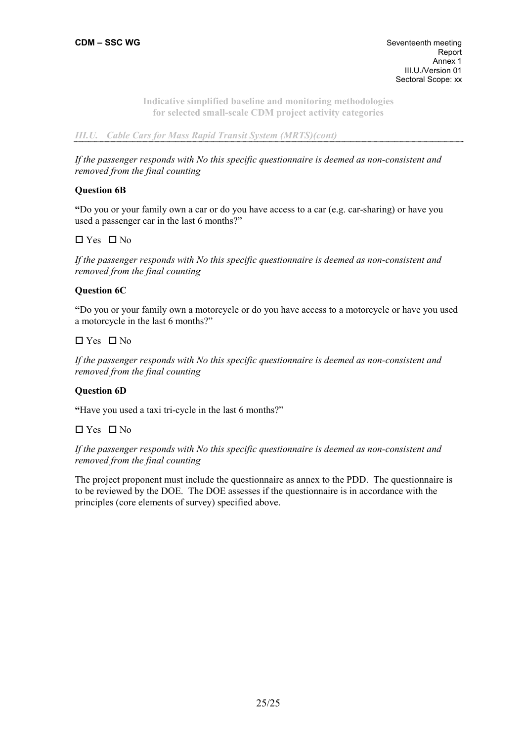*If the passenger responds with No this specific questionnaire is deemed as non-consistent and removed from the final counting*

**Question 6B**

**"**Do you or your family own a car or do you have access to a car (e.g. car-sharing) or have you used a passenger car in the last 6 months?"

☐ Yes ☐ No

*If the passenger responds with No this specific questionnaire is deemed as non-consistent and removed from the final counting*

**Question 6C**

**"**Do you or your family own a motorcycle or do you have access to a motorcycle or have you used a motorcycle in the last 6 months?"

☐ Yes ☐ No

*If the passenger responds with No this specific questionnaire is deemed as non-consistent and removed from the final counting*

**Question 6D**

**"**Have you used a taxi tri-cycle in the last 6 months?"

☐ Yes ☐ No

*If the passenger responds with No this specific questionnaire is deemed as non-consistent and removed from the final counting*

The project proponent must include the questionnaire as annex to the PDD. The questionnaire is to be reviewed by the DOE. The DOE assesses if the questionnaire is in accordance with the principles (core elements of survey) specified above.